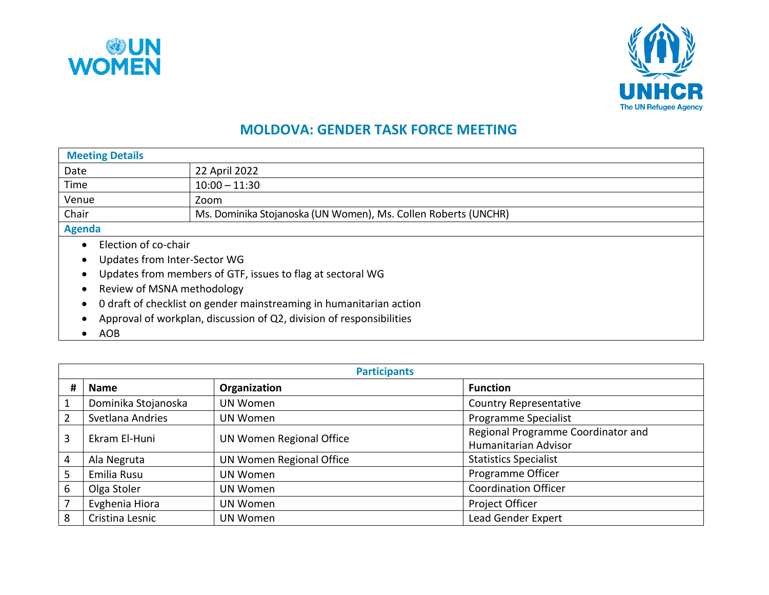# MOLDOVA: GENDER TASK FORCE MEETING

| Meeting Details | |
|---|---|
| Date | 22 April 2022 |
| Time | 10:00 – 11:30 |
| Venue | Zoom |
| Chair | Ms. Dominika Stojanoska (UN Women), Ms. Collen Roberts (UNCHR) |

**Agenda**

- Election of co-chair
- Updates from Inter-Sector WG
- Updates from members of GTF, issues to flag at sectoral WG
- Review of MSNA methodology
- 0 draft of checklist on gender mainstreaming in humanitarian action
- Approval of workplan, discussion of Q2, division of responsibilities
- AOB

**Participants**

| # | Name | Organization | Function |
|---|---|---|---|
| 1 | Dominika Stojanoska | UN Women | Country Representative |
| 2 | Svetlana Andries | UN Women | Programme Specialist |
| 3 | Ekram El-Huni | UN Women Regional Office | Regional Programme Coordinator and Humanitarian Advisor |
| 4 | Ala Negruta | UN Women Regional Office | Statistics Specialist |
| 5 | Emilia Rusu | UN Women | Programme Officer |
| 6 | Olga Stoler | UN Women | Coordination Officer |
| 7 | Evghenia Hiora | UN Women | Project Officer |
| 8 | Cristina Lesnic | UN Women | Lead Gender Expert |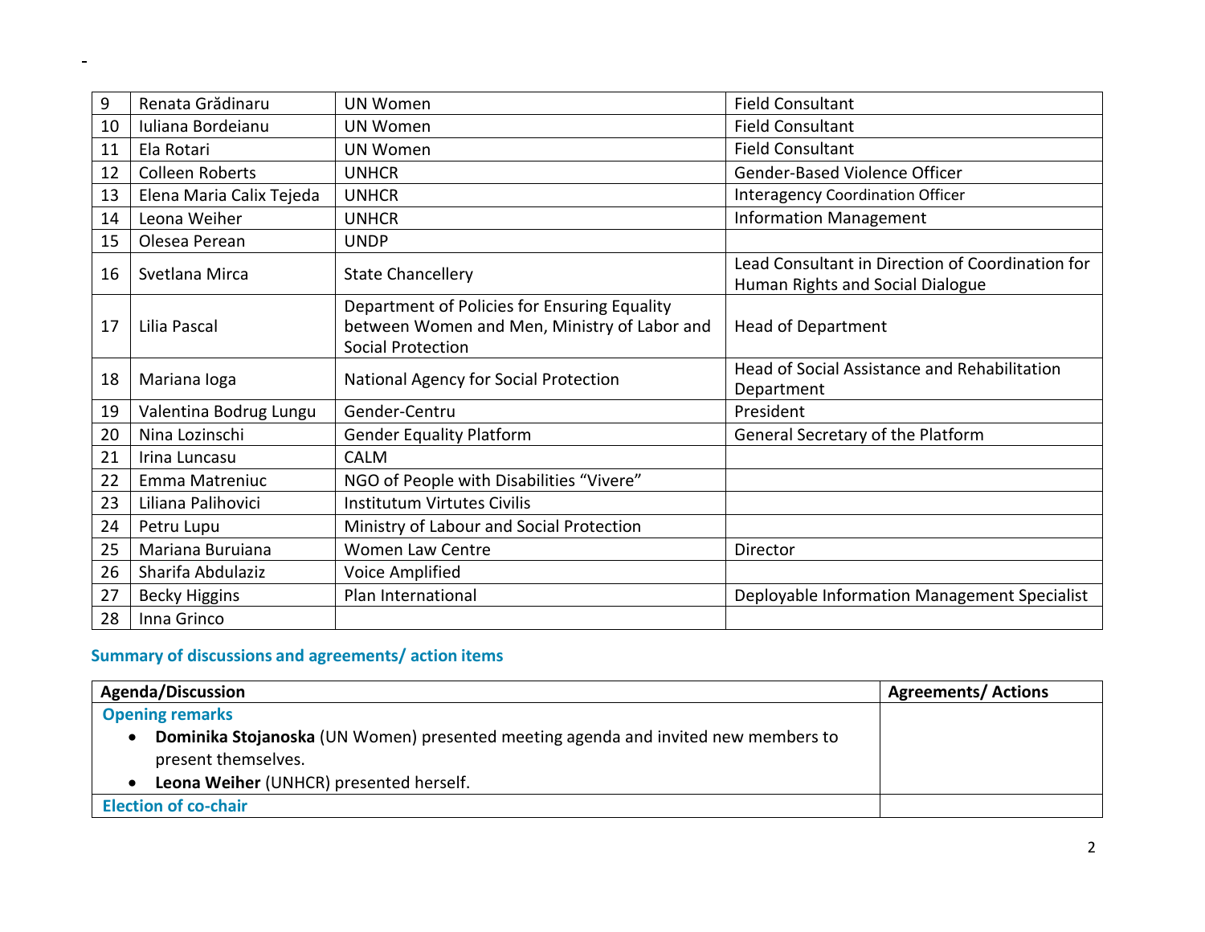-

| | | | |
|---|---|---|---|
| 9 | Renata Grădinaru | UN Women | Field Consultant |
| 10 | Iuliana Bordeianu | UN Women | Field Consultant |
| 11 | Ela Rotari | UN Women | Field Consultant |
| 12 | Colleen Roberts | UNHCR | Gender-Based Violence Officer |
| 13 | Elena Maria Calix Tejeda | UNHCR | Interagency Coordination Officer |
| 14 | Leona Weiher | UNHCR | Information Management |
| 15 | Olesea Perean | UNDP | |
| 16 | Svetlana Mirca | State Chancellery | Lead Consultant in Direction of Coordination for Human Rights and Social Dialogue |
| 17 | Lilia Pascal | Department of Policies for Ensuring Equality between Women and Men, Ministry of Labor and Social Protection | Head of Department |
| 18 | Mariana Ioga | National Agency for Social Protection | Head of Social Assistance and Rehabilitation Department |
| 19 | Valentina Bodrug Lungu | Gender-Centru | President |
| 20 | Nina Lozinschi | Gender Equality Platform | General Secretary of the Platform |
| 21 | Irina Luncasu | CALM | |
| 22 | Emma Matreniuc | NGO of People with Disabilities "Vivere" | |
| 23 | Liliana Palihovici | Institutum Virtutes Civilis | |
| 24 | Petru Lupu | Ministry of Labour and Social Protection | |
| 25 | Mariana Buruiana | Women Law Centre | Director |
| 26 | Sharifa Abdulaziz | Voice Amplified | |
| 27 | Becky Higgins | Plan International | Deployable Information Management Specialist |
| 28 | Inna Grinco | | |

## Summary of discussions and agreements/ action items

| Agenda/Discussion | Agreements/ Actions |
|---|---|
| **Opening remarks**<br>• **Dominika Stojanoska** (UN Women) presented meeting agenda and invited new members to present themselves.<br>• **Leona Weiher** (UNHCR) presented herself. | |
| **Election of co-chair** | |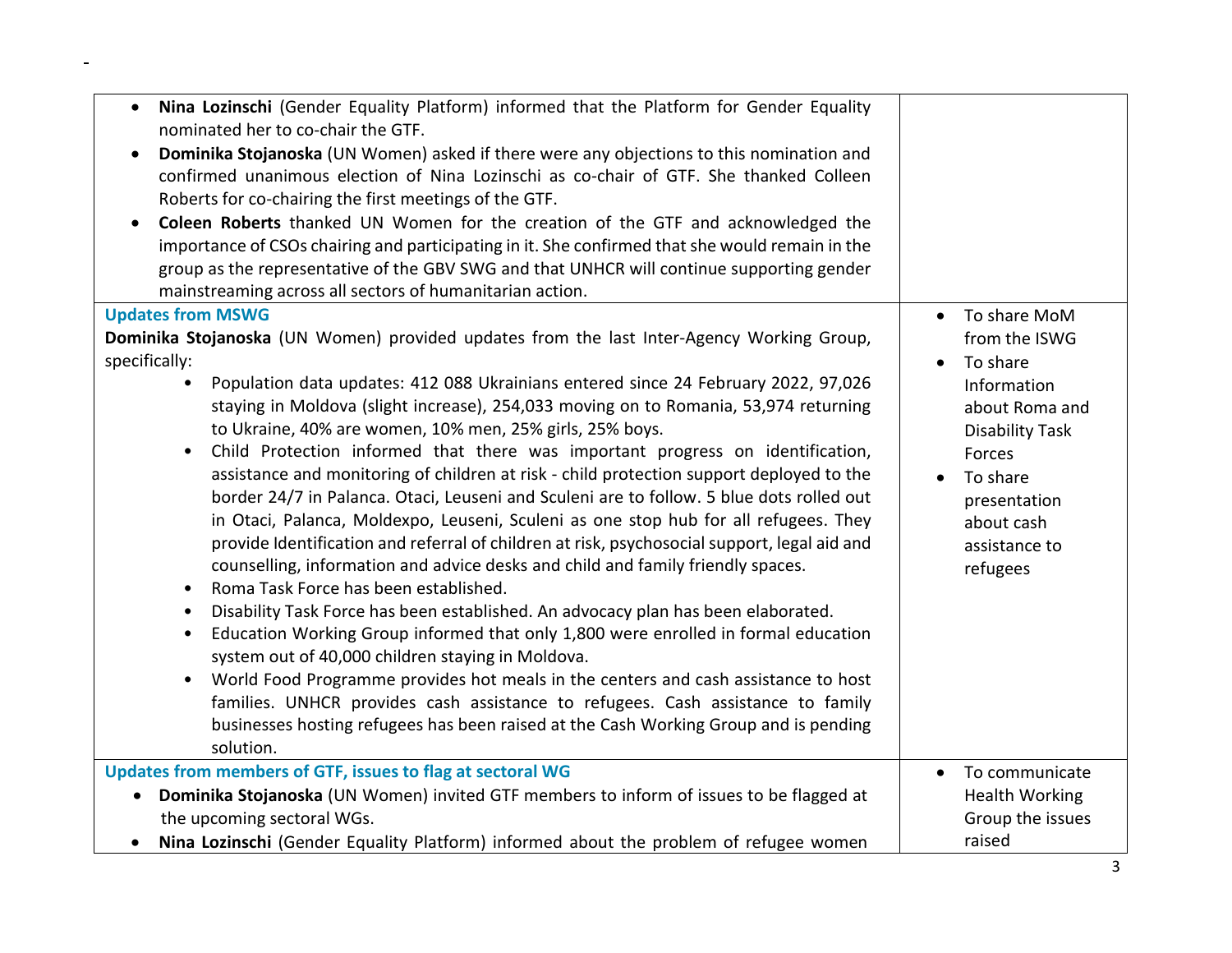| | |
|---|---|
| • **Nina Lozinschi** (Gender Equality Platform) informed that the Platform for Gender Equality nominated her to co-chair the GTF.<br>• **Dominika Stojanoska** (UN Women) asked if there were any objections to this nomination and confirmed unanimous election of Nina Lozinschi as co-chair of GTF. She thanked Colleen Roberts for co-chairing the first meetings of the GTF.<br>• **Coleen Roberts** thanked UN Women for the creation of the GTF and acknowledged the importance of CSOs chairing and participating in it. She confirmed that she would remain in the group as the representative of the GBV SWG and that UNHCR will continue supporting gender mainstreaming across all sectors of humanitarian action. | |
| **Updates from MSWG**<br>**Dominika Stojanoska** (UN Women) provided updates from the last Inter-Agency Working Group, specifically:<br>• Population data updates: 412 088 Ukrainians entered since 24 February 2022, 97,026 staying in Moldova (slight increase), 254,033 moving on to Romania, 53,974 returning to Ukraine, 40% are women, 10% men, 25% girls, 25% boys.<br>• Child Protection informed that there was important progress on identification, assistance and monitoring of children at risk - child protection support deployed to the border 24/7 in Palanca. Otaci, Leuseni and Sculeni are to follow. 5 blue dots rolled out in Otaci, Palanca, Moldexpo, Leuseni, Sculeni as one stop hub for all refugees. They provide Identification and referral of children at risk, psychosocial support, legal aid and counselling, information and advice desks and child and family friendly spaces.<br>• Roma Task Force has been established.<br>• Disability Task Force has been established. An advocacy plan has been elaborated.<br>• Education Working Group informed that only 1,800 were enrolled in formal education system out of 40,000 children staying in Moldova.<br>• World Food Programme provides hot meals in the centers and cash assistance to host families. UNHCR provides cash assistance to refugees. Cash assistance to family businesses hosting refugees has been raised at the Cash Working Group and is pending solution. | • To share MoM from the ISWG<br>• To share Information about Roma and Disability Task Forces<br>• To share presentation about cash assistance to refugees |
| **Updates from members of GTF, issues to flag at sectoral WG**<br>• **Dominika Stojanoska** (UN Women) invited GTF members to inform of issues to be flagged at the upcoming sectoral WGs.<br>• **Nina Lozinschi** (Gender Equality Platform) informed about the problem of refugee women | • To communicate Health Working Group the issues raised |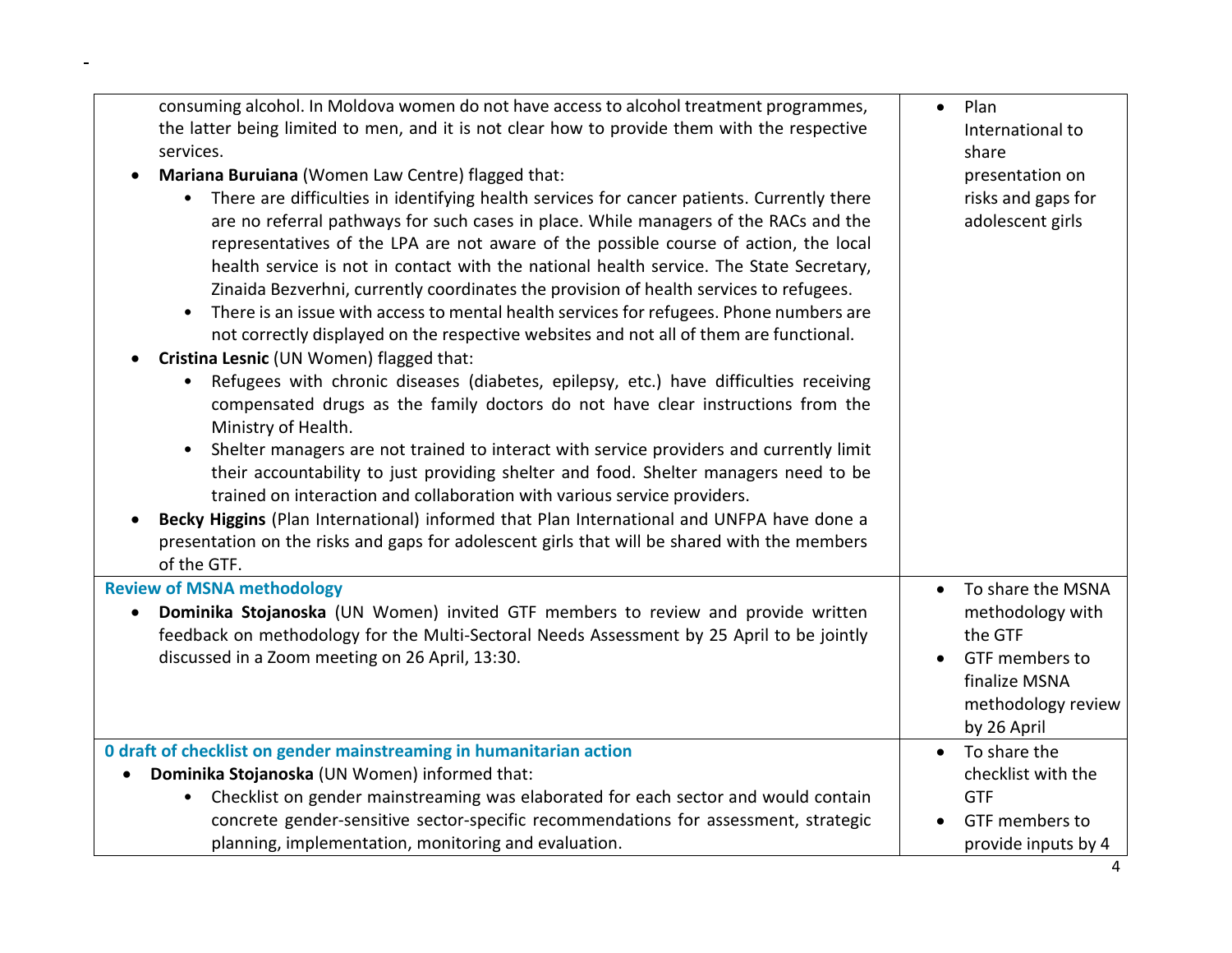| | |
|---|---|
| consuming alcohol. In Moldova women do not have access to alcohol treatment programmes, the latter being limited to men, and it is not clear how to provide them with the respective services.<br>• **Mariana Buruiana** (Women Law Centre) flagged that:<br>&nbsp;&nbsp;&nbsp;&nbsp;• There are difficulties in identifying health services for cancer patients. Currently there are no referral pathways for such cases in place. While managers of the RACs and the representatives of the LPA are not aware of the possible course of action, the local health service is not in contact with the national health service. The State Secretary, Zinaida Bezverhni, currently coordinates the provision of health services to refugees.<br>&nbsp;&nbsp;&nbsp;&nbsp;• There is an issue with access to mental health services for refugees. Phone numbers are not correctly displayed on the respective websites and not all of them are functional.<br>• **Cristina Lesnic** (UN Women) flagged that:<br>&nbsp;&nbsp;&nbsp;&nbsp;• Refugees with chronic diseases (diabetes, epilepsy, etc.) have difficulties receiving compensated drugs as the family doctors do not have clear instructions from the Ministry of Health.<br>&nbsp;&nbsp;&nbsp;&nbsp;• Shelter managers are not trained to interact with service providers and currently limit their accountability to just providing shelter and food. Shelter managers need to be trained on interaction and collaboration with various service providers.<br>• **Becky Higgins** (Plan International) informed that Plan International and UNFPA have done a presentation on the risks and gaps for adolescent girls that will be shared with the members of the GTF. | • Plan International to share presentation on risks and gaps for adolescent girls |
| **Review of MSNA methodology**<br>• **Dominika Stojanoska** (UN Women) invited GTF members to review and provide written feedback on methodology for the Multi-Sectoral Needs Assessment by 25 April to be jointly discussed in a Zoom meeting on 26 April, 13:30. | • To share the MSNA methodology with the GTF<br>• GTF members to finalize MSNA methodology review by 26 April |
| **0 draft of checklist on gender mainstreaming in humanitarian action**<br>• **Dominika Stojanoska** (UN Women) informed that:<br>&nbsp;&nbsp;&nbsp;&nbsp;• Checklist on gender mainstreaming was elaborated for each sector and would contain concrete gender-sensitive sector-specific recommendations for assessment, strategic planning, implementation, monitoring and evaluation. | • To share the checklist with the GTF<br>• GTF members to provide inputs by 4 |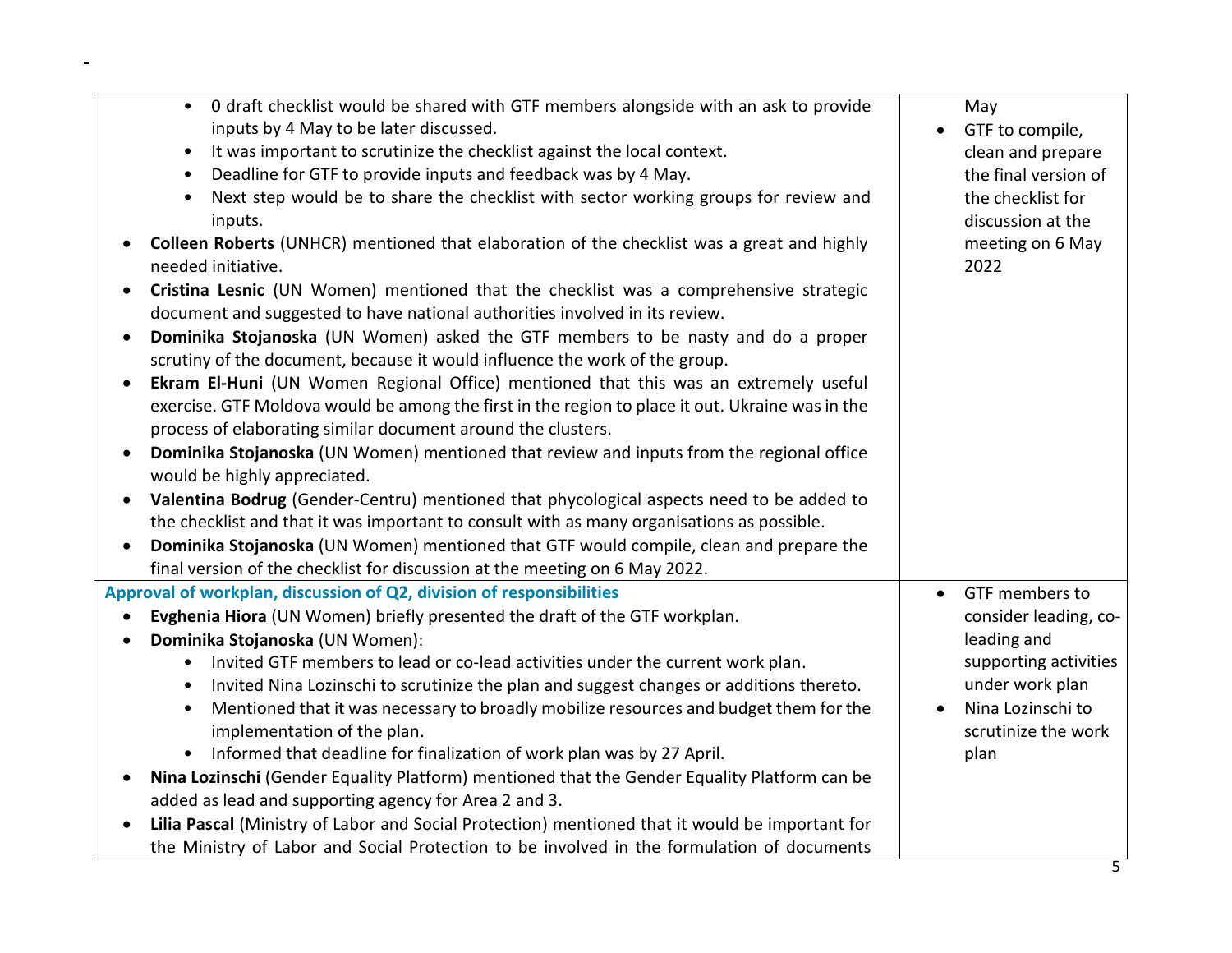| | |
|---|---|
| • 0 draft checklist would be shared with GTF members alongside with an ask to provide inputs by 4 May to be later discussed.<br>• It was important to scrutinize the checklist against the local context.<br>• Deadline for GTF to provide inputs and feedback was by 4 May.<br>• Next step would be to share the checklist with sector working groups for review and inputs.<br>• **Colleen Roberts** (UNHCR) mentioned that elaboration of the checklist was a great and highly needed initiative.<br>• **Cristina Lesnic** (UN Women) mentioned that the checklist was a comprehensive strategic document and suggested to have national authorities involved in its review.<br>• **Dominika Stojanoska** (UN Women) asked the GTF members to be nasty and do a proper scrutiny of the document, because it would influence the work of the group.<br>• **Ekram El-Huni** (UN Women Regional Office) mentioned that this was an extremely useful exercise. GTF Moldova would be among the first in the region to place it out. Ukraine was in the process of elaborating similar document around the clusters.<br>• **Dominika Stojanoska** (UN Women) mentioned that review and inputs from the regional office would be highly appreciated.<br>• **Valentina Bodrug** (Gender-Centru) mentioned that phycological aspects need to be added to the checklist and that it was important to consult with as many organisations as possible.<br>• **Dominika Stojanoska** (UN Women) mentioned that GTF would compile, clean and prepare the final version of the checklist for discussion at the meeting on 6 May 2022. | May<br>• GTF to compile, clean and prepare the final version of the checklist for discussion at the meeting on 6 May 2022 |
| **Approval of workplan, discussion of Q2, division of responsibilities**<br>• **Evghenia Hiora** (UN Women) briefly presented the draft of the GTF workplan.<br>• **Dominika Stojanoska** (UN Women):<br>  • Invited GTF members to lead or co-lead activities under the current work plan.<br>  • Invited Nina Lozinschi to scrutinize the plan and suggest changes or additions thereto.<br>  • Mentioned that it was necessary to broadly mobilize resources and budget them for the implementation of the plan.<br>  • Informed that deadline for finalization of work plan was by 27 April.<br>• **Nina Lozinschi** (Gender Equality Platform) mentioned that the Gender Equality Platform can be added as lead and supporting agency for Area 2 and 3.<br>• **Lilia Pascal** (Ministry of Labor and Social Protection) mentioned that it would be important for the Ministry of Labor and Social Protection to be involved in the formulation of documents | • GTF members to consider leading, co-leading and supporting activities under work plan<br>• Nina Lozinschi to scrutinize the work plan |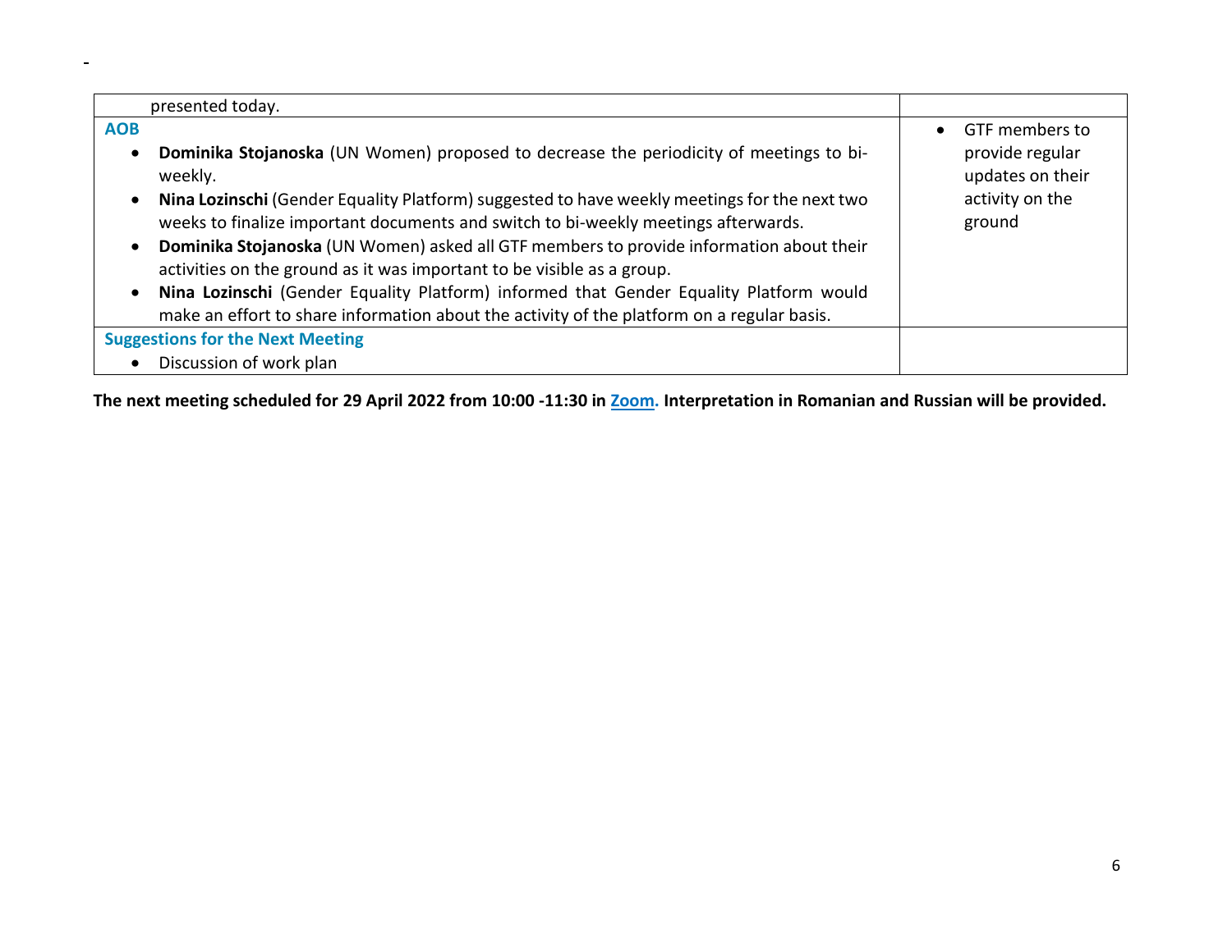-

| | |
|---|---|
| presented today. | |
| **AOB**<br>• **Dominika Stojanoska** (UN Women) proposed to decrease the periodicity of meetings to bi-weekly.<br>• **Nina Lozinschi** (Gender Equality Platform) suggested to have weekly meetings for the next two weeks to finalize important documents and switch to bi-weekly meetings afterwards.<br>• **Dominika Stojanoska** (UN Women) asked all GTF members to provide information about their activities on the ground as it was important to be visible as a group.<br>• **Nina Lozinschi** (Gender Equality Platform) informed that Gender Equality Platform would make an effort to share information about the activity of the platform on a regular basis. | • GTF members to provide regular updates on their activity on the ground |
| **Suggestions for the Next Meeting**<br>• Discussion of work plan | |

**The next meeting scheduled for 29 April 2022 from 10:00 -11:30 in Zoom. Interpretation in Romanian and Russian will be provided.**